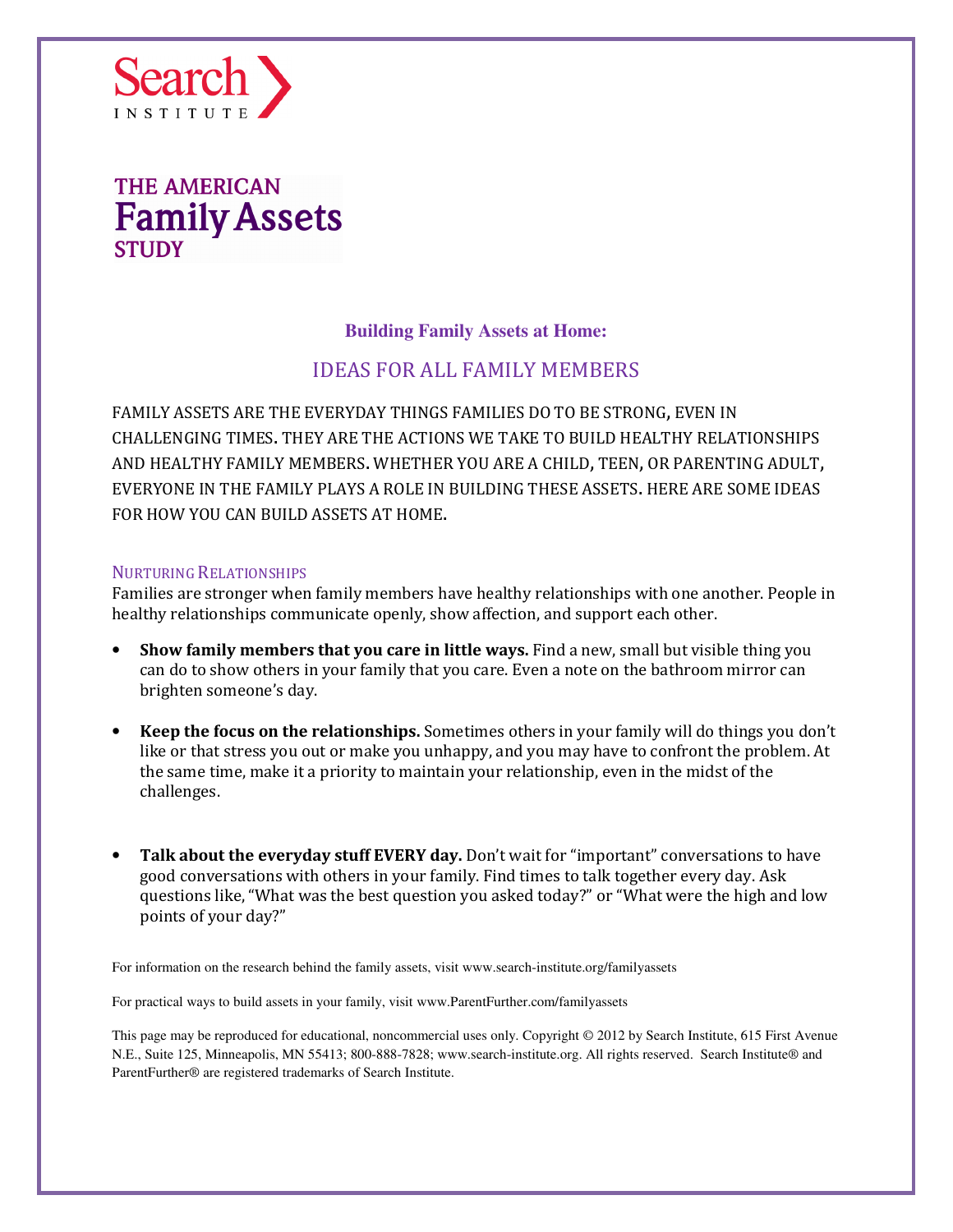Search Institute

THE AMERICAN
**Family Assets**
STUDY

## Building Family Assets at Home:

## IDEAS FOR ALL FAMILY MEMBERS

FAMILY ASSETS ARE THE EVERYDAY THINGS FAMILIES DO TO BE STRONG, EVEN IN CHALLENGING TIMES. THEY ARE THE ACTIONS WE TAKE TO BUILD HEALTHY RELATIONSHIPS AND HEALTHY FAMILY MEMBERS. WHETHER YOU ARE A CHILD, TEEN, OR PARENTING ADULT, EVERYONE IN THE FAMILY PLAYS A ROLE IN BUILDING THESE ASSETS. HERE ARE SOME IDEAS FOR HOW YOU CAN BUILD ASSETS AT HOME.

### Nurturing Relationships

Families are stronger when family members have healthy relationships with one another. People in healthy relationships communicate openly, show affection, and support each other.

- **Show family members that you care in little ways.** Find a new, small but visible thing you can do to show others in your family that you care. Even a note on the bathroom mirror can brighten someone's day.

- **Keep the focus on the relationships.** Sometimes others in your family will do things you don't like or that stress you out or make you unhappy, and you may have to confront the problem. At the same time, make it a priority to maintain your relationship, even in the midst of the challenges.

- **Talk about the everyday stuff EVERY day.** Don't wait for "important" conversations to have good conversations with others in your family. Find times to talk together every day. Ask questions like, "What was the best question you asked today?" or "What were the high and low points of your day?"

For information on the research behind the family assets, visit www.search-institute.org/familyassets

For practical ways to build assets in your family, visit www.ParentFurther.com/familyassets

This page may be reproduced for educational, noncommercial uses only. Copyright © 2012 by Search Institute, 615 First Avenue N.E., Suite 125, Minneapolis, MN 55413; 800-888-7828; www.search-institute.org. All rights reserved. Search Institute® and ParentFurther® are registered trademarks of Search Institute.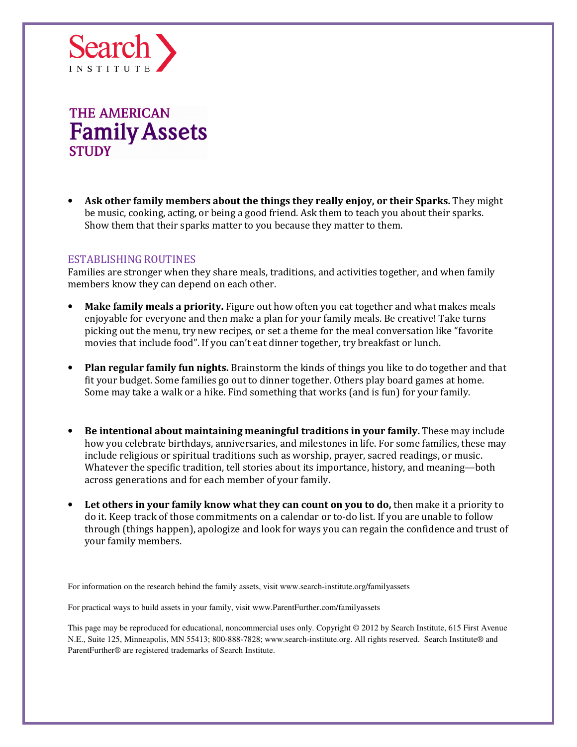Search INSTITUTE

THE AMERICAN
# Family Assets
STUDY

- **Ask other family members about the things they really enjoy, or their Sparks.** They might be music, cooking, acting, or being a good friend. Ask them to teach you about their sparks. Show them that their sparks matter to you because they matter to them.

## ESTABLISHING ROUTINES

Families are stronger when they share meals, traditions, and activities together, and when family members know they can depend on each other.

- **Make family meals a priority.** Figure out how often you eat together and what makes meals enjoyable for everyone and then make a plan for your family meals. Be creative! Take turns picking out the menu, try new recipes, or set a theme for the meal conversation like "favorite movies that include food". If you can't eat dinner together, try breakfast or lunch.

- **Plan regular family fun nights.** Brainstorm the kinds of things you like to do together and that fit your budget. Some families go out to dinner together. Others play board games at home. Some may take a walk or a hike. Find something that works (and is fun) for your family.

- **Be intentional about maintaining meaningful traditions in your family.** These may include how you celebrate birthdays, anniversaries, and milestones in life. For some families, these may include religious or spiritual traditions such as worship, prayer, sacred readings, or music. Whatever the specific tradition, tell stories about its importance, history, and meaning—both across generations and for each member of your family.

- **Let others in your family know what they can count on you to do,** then make it a priority to do it. Keep track of those commitments on a calendar or to-do list. If you are unable to follow through (things happen), apologize and look for ways you can regain the confidence and trust of your family members.

For information on the research behind the family assets, visit www.search-institute.org/familyassets

For practical ways to build assets in your family, visit www.ParentFurther.com/familyassets

This page may be reproduced for educational, noncommercial uses only. Copyright © 2012 by Search Institute, 615 First Avenue N.E., Suite 125, Minneapolis, MN 55413; 800-888-7828; www.search-institute.org. All rights reserved. Search Institute® and ParentFurther® are registered trademarks of Search Institute.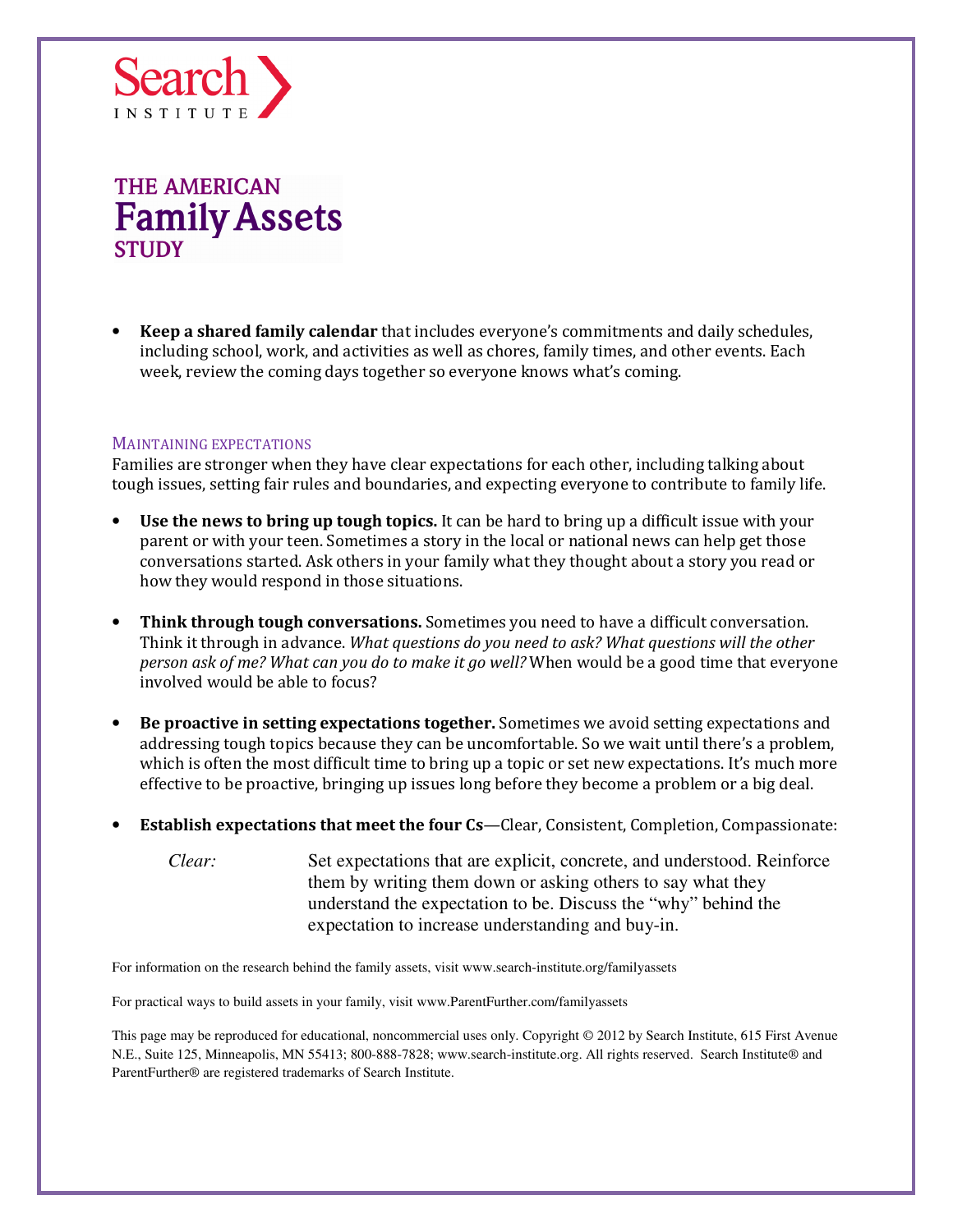Search INSTITUTE

# THE AMERICAN Family Assets STUDY

- **Keep a shared family calendar** that includes everyone's commitments and daily schedules, including school, work, and activities as well as chores, family times, and other events. Each week, review the coming days together so everyone knows what's coming.

## MAINTAINING EXPECTATIONS

Families are stronger when they have clear expectations for each other, including talking about tough issues, setting fair rules and boundaries, and expecting everyone to contribute to family life.

- **Use the news to bring up tough topics.** It can be hard to bring up a difficult issue with your parent or with your teen. Sometimes a story in the local or national news can help get those conversations started. Ask others in your family what they thought about a story you read or how they would respond in those situations.

- **Think through tough conversations.** Sometimes you need to have a difficult conversation. Think it through in advance. *What questions do you need to ask? What questions will the other person ask of me? What can you do to make it go well?* When would be a good time that everyone involved would be able to focus?

- **Be proactive in setting expectations together.** Sometimes we avoid setting expectations and addressing tough topics because they can be uncomfortable. So we wait until there's a problem, which is often the most difficult time to bring up a topic or set new expectations. It's much more effective to be proactive, bringing up issues long before they become a problem or a big deal.

- **Establish expectations that meet the four Cs**—Clear, Consistent, Completion, Compassionate:

  *Clear:* Set expectations that are explicit, concrete, and understood. Reinforce them by writing them down or asking others to say what they understand the expectation to be. Discuss the "why" behind the expectation to increase understanding and buy-in.

For information on the research behind the family assets, visit www.search-institute.org/familyassets

For practical ways to build assets in your family, visit www.ParentFurther.com/familyassets

This page may be reproduced for educational, noncommercial uses only. Copyright © 2012 by Search Institute, 615 First Avenue N.E., Suite 125, Minneapolis, MN 55413; 800-888-7828; www.search-institute.org. All rights reserved. Search Institute® and ParentFurther® are registered trademarks of Search Institute.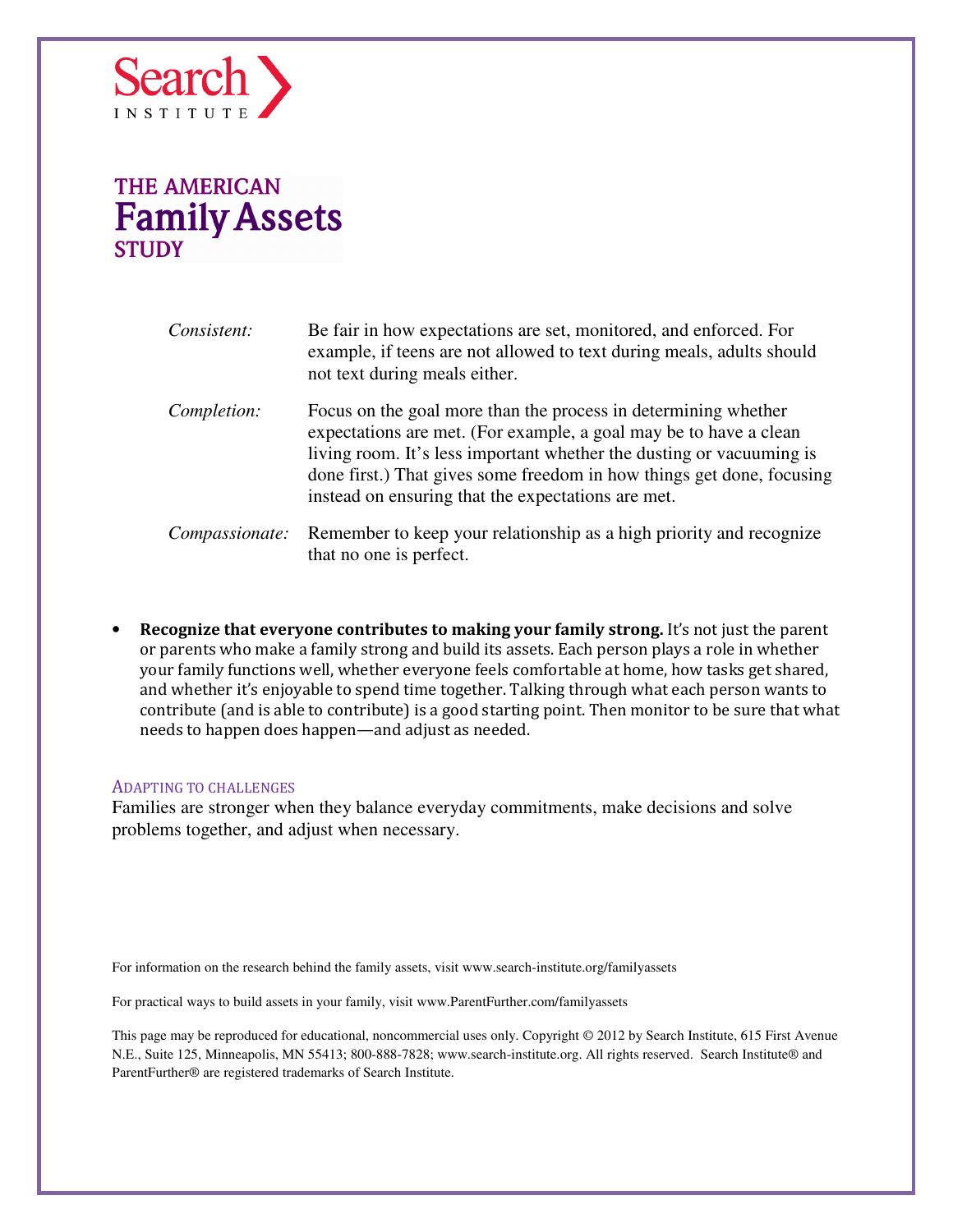Search INSTITUTE

THE AMERICAN
**Family Assets**
STUDY

| | |
|---|---|
| *Consistent:* | Be fair in how expectations are set, monitored, and enforced. For example, if teens are not allowed to text during meals, adults should not text during meals either. |
| *Completion:* | Focus on the goal more than the process in determining whether expectations are met. (For example, a goal may be to have a clean living room. It's less important whether the dusting or vacuuming is done first.) That gives some freedom in how things get done, focusing instead on ensuring that the expectations are met. |
| *Compassionate:* | Remember to keep your relationship as a high priority and recognize that no one is perfect. |

- **Recognize that everyone contributes to making your family strong.** It's not just the parent or parents who make a family strong and build its assets. Each person plays a role in whether your family functions well, whether everyone feels comfortable at home, how tasks get shared, and whether it's enjoyable to spend time together. Talking through what each person wants to contribute (and is able to contribute) is a good starting point. Then monitor to be sure that what needs to happen does happen—and adjust as needed.

### ADAPTING TO CHALLENGES

Families are stronger when they balance everyday commitments, make decisions and solve problems together, and adjust when necessary.

For information on the research behind the family assets, visit www.search-institute.org/familyassets

For practical ways to build assets in your family, visit www.ParentFurther.com/familyassets

This page may be reproduced for educational, noncommercial uses only. Copyright © 2012 by Search Institute, 615 First Avenue N.E., Suite 125, Minneapolis, MN 55413; 800-888-7828; www.search-institute.org. All rights reserved. Search Institute® and ParentFurther® are registered trademarks of Search Institute.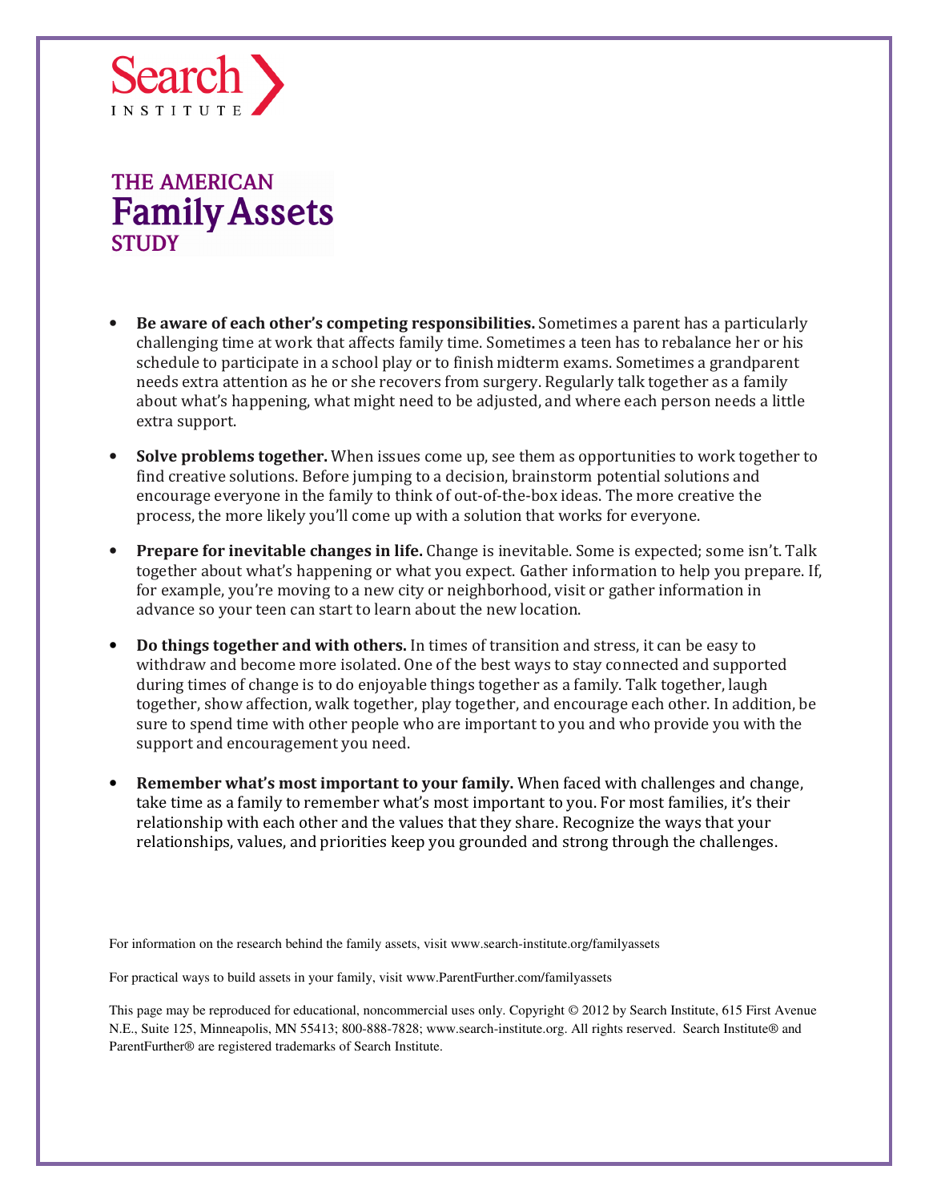Search INSTITUTE

# THE AMERICAN Family Assets STUDY

- **Be aware of each other's competing responsibilities.** Sometimes a parent has a particularly challenging time at work that affects family time. Sometimes a teen has to rebalance her or his schedule to participate in a school play or to finish midterm exams. Sometimes a grandparent needs extra attention as he or she recovers from surgery. Regularly talk together as a family about what's happening, what might need to be adjusted, and where each person needs a little extra support.

- **Solve problems together.** When issues come up, see them as opportunities to work together to find creative solutions. Before jumping to a decision, brainstorm potential solutions and encourage everyone in the family to think of out-of-the-box ideas. The more creative the process, the more likely you'll come up with a solution that works for everyone.

- **Prepare for inevitable changes in life.** Change is inevitable. Some is expected; some isn't. Talk together about what's happening or what you expect. Gather information to help you prepare. If, for example, you're moving to a new city or neighborhood, visit or gather information in advance so your teen can start to learn about the new location.

- **Do things together and with others.** In times of transition and stress, it can be easy to withdraw and become more isolated. One of the best ways to stay connected and supported during times of change is to do enjoyable things together as a family. Talk together, laugh together, show affection, walk together, play together, and encourage each other. In addition, be sure to spend time with other people who are important to you and who provide you with the support and encouragement you need.

- **Remember what's most important to your family.** When faced with challenges and change, take time as a family to remember what's most important to you. For most families, it's their relationship with each other and the values that they share. Recognize the ways that your relationships, values, and priorities keep you grounded and strong through the challenges.

For information on the research behind the family assets, visit www.search-institute.org/familyassets

For practical ways to build assets in your family, visit www.ParentFurther.com/familyassets

This page may be reproduced for educational, noncommercial uses only. Copyright © 2012 by Search Institute, 615 First Avenue N.E., Suite 125, Minneapolis, MN 55413; 800-888-7828; www.search-institute.org. All rights reserved. Search Institute® and ParentFurther® are registered trademarks of Search Institute.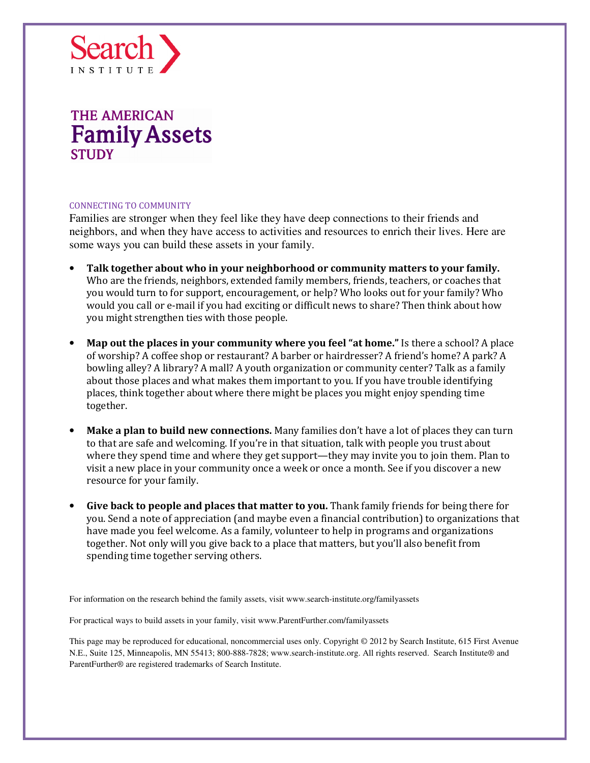Search INSTITUTE

# THE AMERICAN Family Assets STUDY

## CONNECTING TO COMMUNITY

Families are stronger when they feel like they have deep connections to their friends and neighbors, and when they have access to activities and resources to enrich their lives. Here are some ways you can build these assets in your family.

- **Talk together about who in your neighborhood or community matters to your family.** Who are the friends, neighbors, extended family members, friends, teachers, or coaches that you would turn to for support, encouragement, or help? Who looks out for your family? Who would you call or e-mail if you had exciting or difficult news to share? Then think about how you might strengthen ties with those people.

- **Map out the places in your community where you feel "at home."** Is there a school? A place of worship? A coffee shop or restaurant? A barber or hairdresser? A friend's home? A park? A bowling alley? A library? A mall? A youth organization or community center? Talk as a family about those places and what makes them important to you. If you have trouble identifying places, think together about where there might be places you might enjoy spending time together.

- **Make a plan to build new connections.** Many families don't have a lot of places they can turn to that are safe and welcoming. If you're in that situation, talk with people you trust about where they spend time and where they get support—they may invite you to join them. Plan to visit a new place in your community once a week or once a month. See if you discover a new resource for your family.

- **Give back to people and places that matter to you.** Thank family friends for being there for you. Send a note of appreciation (and maybe even a financial contribution) to organizations that have made you feel welcome. As a family, volunteer to help in programs and organizations together. Not only will you give back to a place that matters, but you'll also benefit from spending time together serving others.

For information on the research behind the family assets, visit www.search-institute.org/familyassets

For practical ways to build assets in your family, visit www.ParentFurther.com/familyassets

This page may be reproduced for educational, noncommercial uses only. Copyright © 2012 by Search Institute, 615 First Avenue N.E., Suite 125, Minneapolis, MN 55413; 800-888-7828; www.search-institute.org. All rights reserved. Search Institute® and ParentFurther® are registered trademarks of Search Institute.